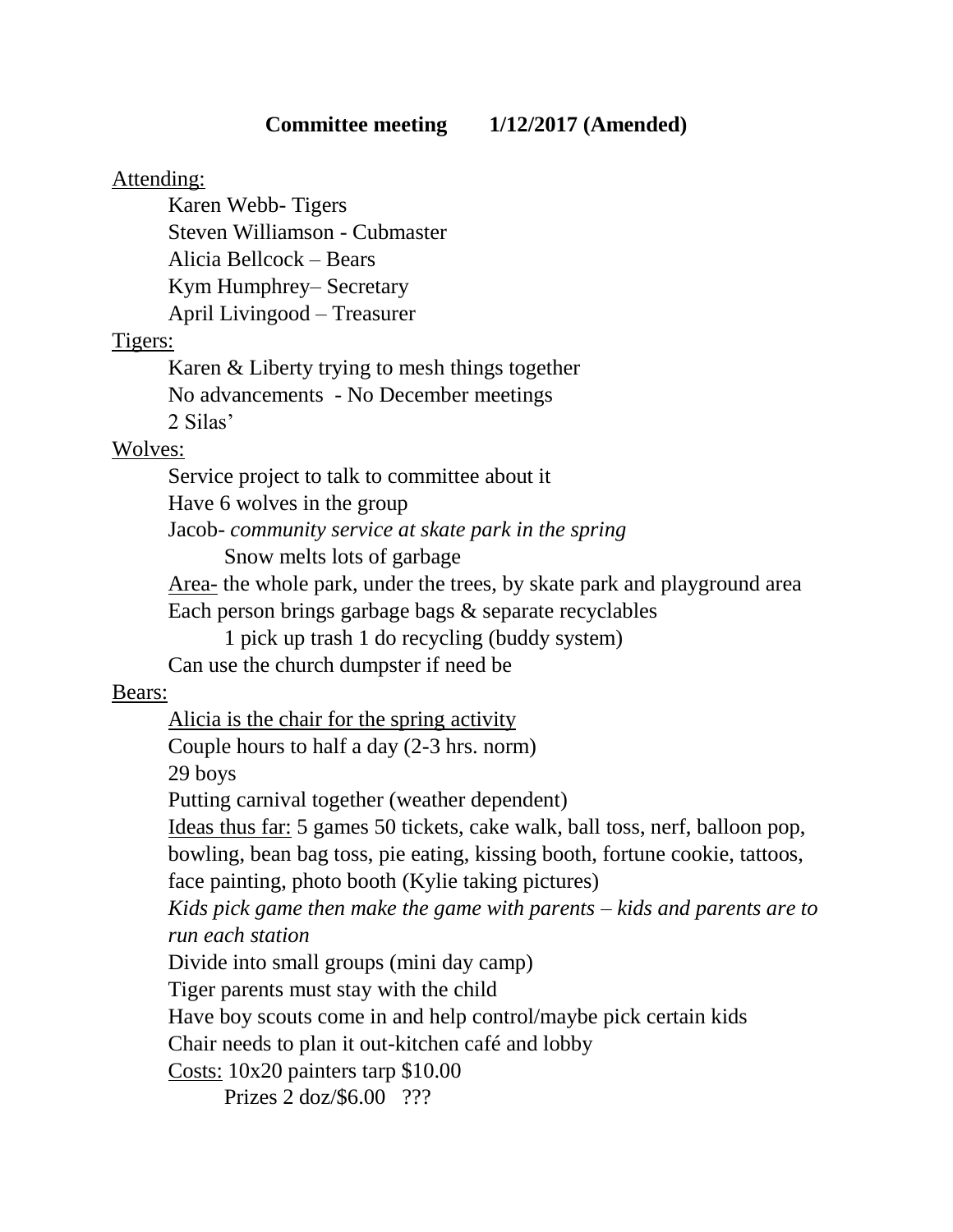**Committee meeting 1/12/2017 (Amended)**

Attending:

- Karen Webb- Tigers
- Steven Williamson - Cubmaster
- Alicia Bellcock – Bears
- Kym Humphrey– Secretary
- April Livingood – Treasurer

Tigers:

- Karen & Liberty trying to mesh things together
- No advancements - No December meetings
- 2 Silas'

Wolves:

- Service project to talk to committee about it
- Have 6 wolves in the group
- Jacob- *community service at skate park in the spring*
  - Snow melts lots of garbage
- Area- the whole park, under the trees, by skate park and playground area
- Each person brings garbage bags & separate recyclables
  - 1 pick up trash 1 do recycling (buddy system)
- Can use the church dumpster if need be

Bears:

- Alicia is the chair for the spring activity
- Couple hours to half a day (2-3 hrs. norm)
- 29 boys
- Putting carnival together (weather dependent)
- Ideas thus far: 5 games 50 tickets, cake walk, ball toss, nerf, balloon pop, bowling, bean bag toss, pie eating, kissing booth, fortune cookie, tattoos, face painting, photo booth (Kylie taking pictures)
- *Kids pick game then make the game with parents – kids and parents are to run each station*
- Divide into small groups (mini day camp)
- Tiger parents must stay with the child
- Have boy scouts come in and help control/maybe pick certain kids
- Chair needs to plan it out-kitchen café and lobby
- Costs: 10x20 painters tarp $10.00
  - Prizes 2 doz/$6.00 ???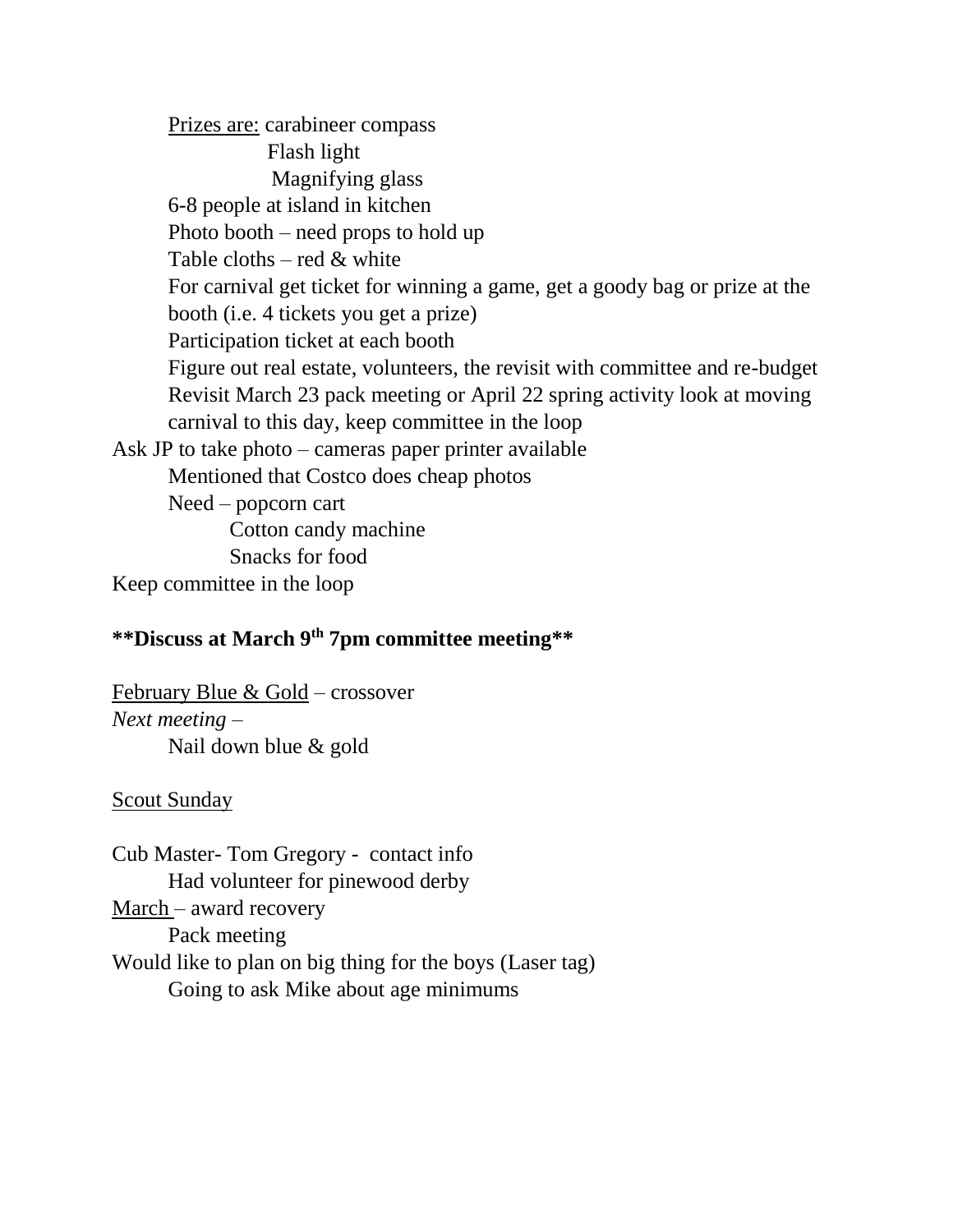- Prizes are: carabineer compass
  - Flash light
  - Magnifying glass
- 6-8 people at island in kitchen
- Photo booth – need props to hold up
- Table cloths – red & white
- For carnival get ticket for winning a game, get a goody bag or prize at the booth (i.e. 4 tickets you get a prize)
- Participation ticket at each booth
- Figure out real estate, volunteers, the revisit with committee and re-budget
- Revisit March 23 pack meeting or April 22 spring activity look at moving carnival to this day, keep committee in the loop

Ask JP to take photo – cameras paper printer available

- Mentioned that Costco does cheap photos
- Need – popcorn cart
  - Cotton candy machine
  - Snacks for food

Keep committee in the loop

**Discuss at March 9th 7pm committee meeting**

February Blue & Gold – crossover

*Next meeting* –

- Nail down blue & gold

Scout Sunday

Cub Master- Tom Gregory - contact info

- Had volunteer for pinewood derby

March – award recovery

- Pack meeting

Would like to plan on big thing for the boys (Laser tag)

- Going to ask Mike about age minimums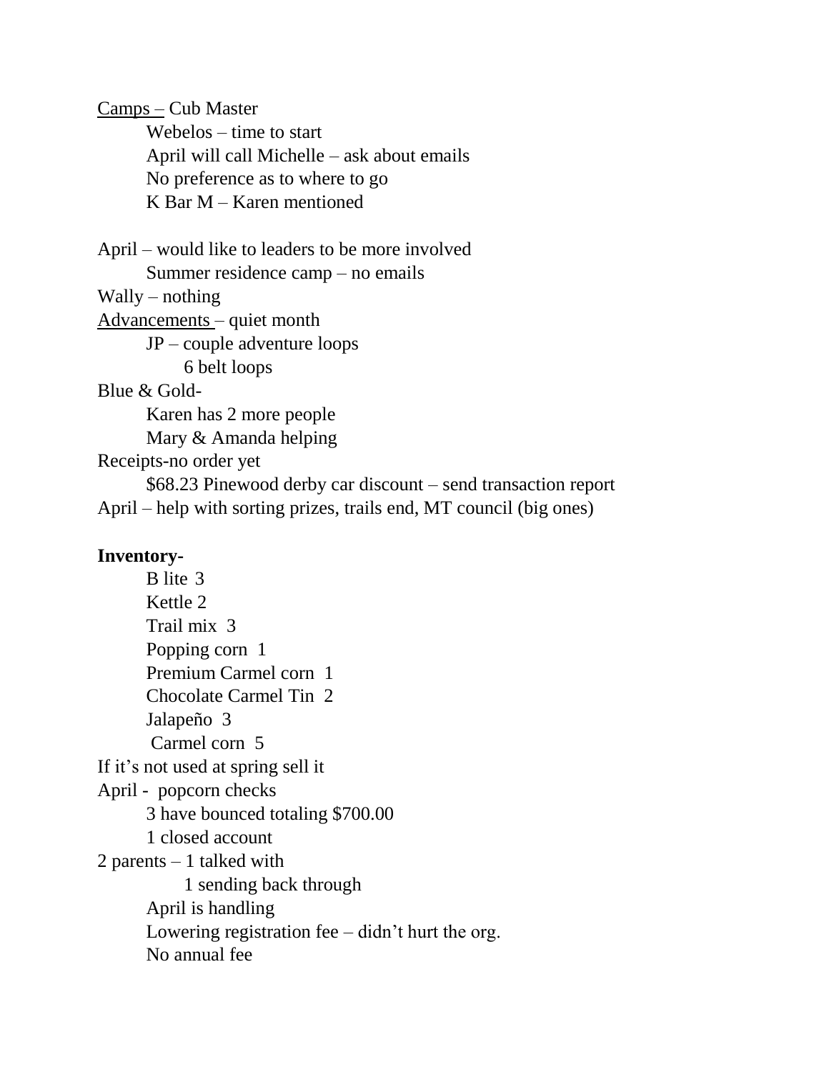<u>Camps –</u> Cub Master

- Webelos – time to start
- April will call Michelle – ask about emails
- No preference as to where to go
- K Bar M – Karen mentioned

April – would like to leaders to be more involved

- Summer residence camp – no emails

Wally – nothing

<u>Advancements</u> – quiet month

- JP – couple adventure loops
  - 6 belt loops

Blue & Gold-

- Karen has 2 more people
- Mary & Amanda helping

Receipts-no order yet

- $68.23 Pinewood derby car discount – send transaction report

April – help with sorting prizes, trails end, MT council (big ones)

**Inventory-**

- B lite 3
- Kettle 2
- Trail mix 3
- Popping corn 1
- Premium Carmel corn 1
- Chocolate Carmel Tin 2
- Jalapeño 3
- Carmel corn 5

If it's not used at spring sell it

April - popcorn checks

- 3 have bounced totaling $700.00
- 1 closed account

2 parents – 1 talked with

- 1 sending back through
- April is handling
- Lowering registration fee – didn't hurt the org.
- No annual fee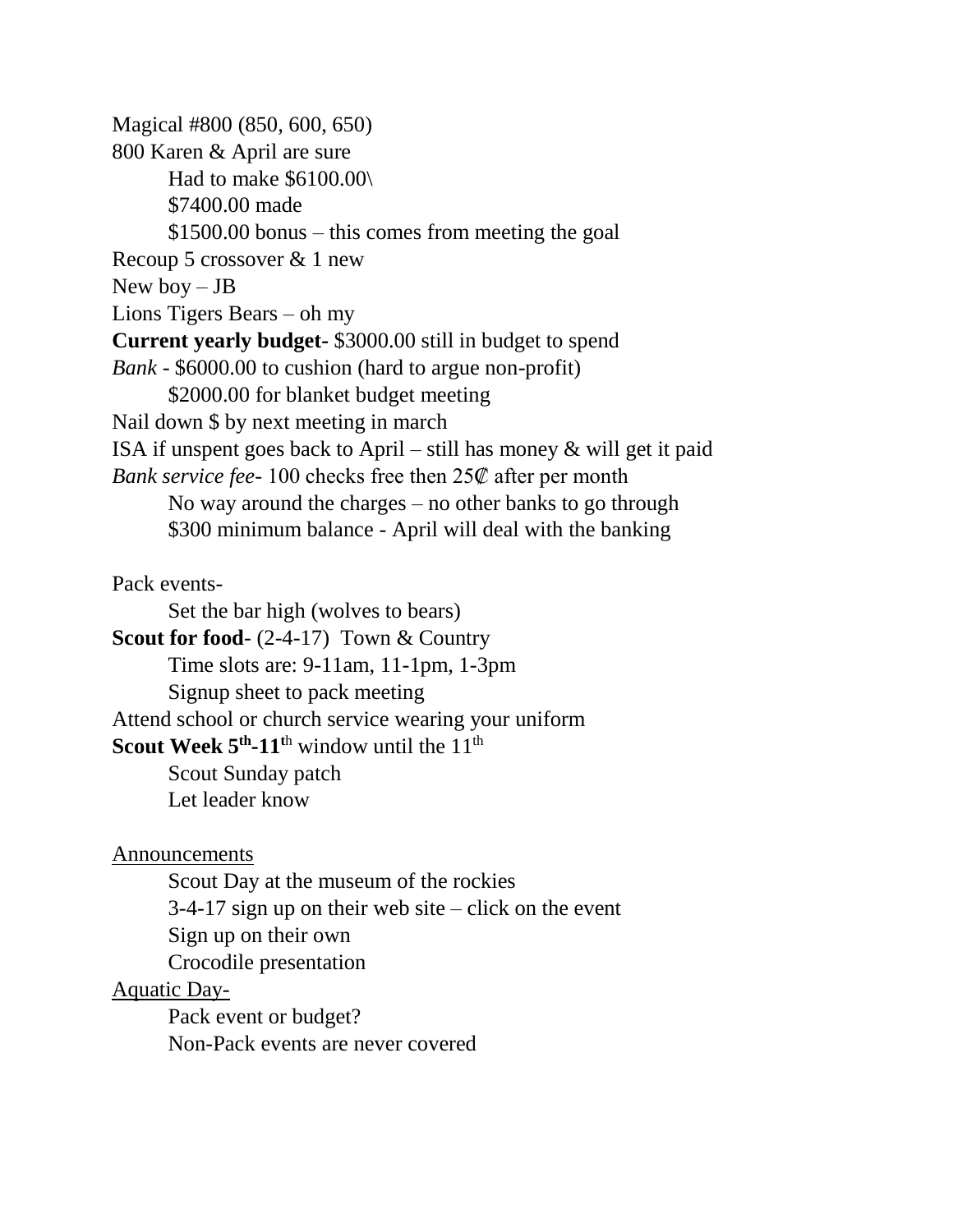Magical #800 (850, 600, 650)

800 Karen & April are sure

  Had to make $6100.00\

  $7400.00 made

  $1500.00 bonus – this comes from meeting the goal

Recoup 5 crossover & 1 new

New boy – JB

Lions Tigers Bears – oh my

**Current yearly budget**- $3000.00 still in budget to spend

*Bank* - $6000.00 to cushion (hard to argue non-profit)

  $2000.00 for blanket budget meeting

Nail down $ by next meeting in march

ISA if unspent goes back to April – still has money & will get it paid

*Bank service fee*- 100 checks free then 25₡ after per month

  No way around the charges – no other banks to go through

  $300 minimum balance - April will deal with the banking

Pack events-

  Set the bar high (wolves to bears)

**Scout for food**- (2-4-17) Town & Country

  Time slots are: 9-11am, 11-1pm, 1-3pm

  Signup sheet to pack meeting

Attend school or church service wearing your uniform

**Scout Week 5th-11th** window until the 11th

  Scout Sunday patch

  Let leader know

Announcements

  Scout Day at the museum of the rockies

  3-4-17 sign up on their web site – click on the event

  Sign up on their own

  Crocodile presentation

Aquatic Day-

  Pack event or budget?

  Non-Pack events are never covered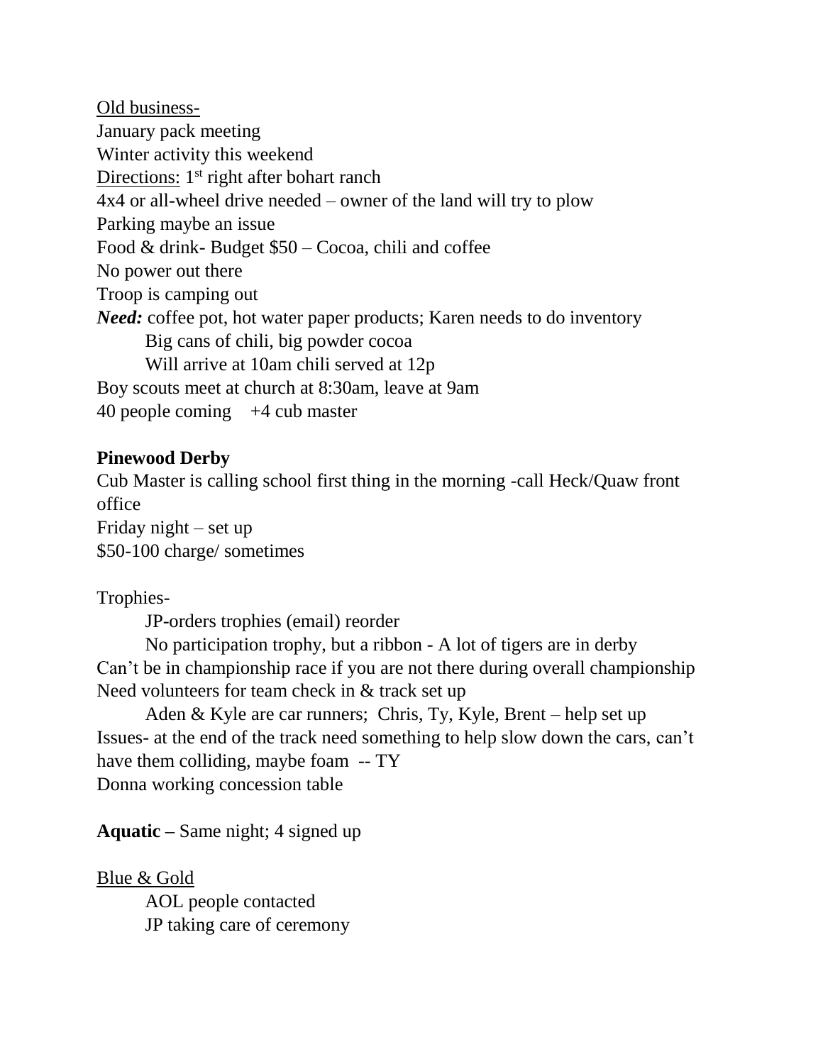<u>Old business-</u>

January pack meeting

Winter activity this weekend

<u>Directions:</u> 1st right after bohart ranch

4x4 or all-wheel drive needed – owner of the land will try to plow

Parking maybe an issue

Food & drink- Budget $50 – Cocoa, chili and coffee

No power out there

Troop is camping out

***Need:*** coffee pot, hot water paper products; Karen needs to do inventory

    Big cans of chili, big powder cocoa

    Will arrive at 10am chili served at 12p

Boy scouts meet at church at 8:30am, leave at 9am

40 people coming    +4 cub master

**Pinewood Derby**

Cub Master is calling school first thing in the morning -call Heck/Quaw front office

Friday night – set up

$50-100 charge/ sometimes

Trophies-

    JP-orders trophies (email) reorder

    No participation trophy, but a ribbon - A lot of tigers are in derby

Can't be in championship race if you are not there during overall championship

Need volunteers for team check in & track set up

    Aden & Kyle are car runners;  Chris, Ty, Kyle, Brent – help set up

Issues- at the end of the track need something to help slow down the cars, can't have them colliding, maybe foam  -- TY

Donna working concession table

**Aquatic –** Same night; 4 signed up

<u>Blue & Gold</u>

    AOL people contacted

    JP taking care of ceremony